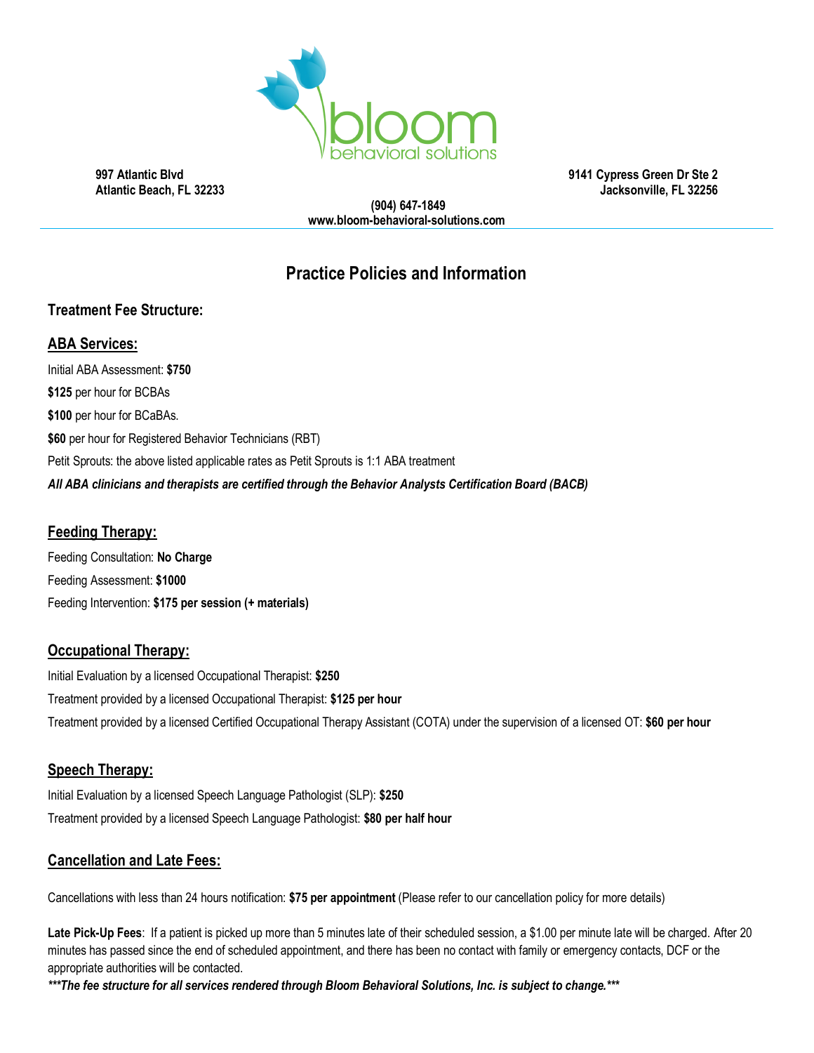997 Atlantic Blvd
Atlantic Beach, FL 32233

9141 Cypress Green Dr Ste 2
Jacksonville, FL 32256

(904) 647-1849
www.bloom-behavioral-solutions.com

# Practice Policies and Information

## Treatment Fee Structure:

### ABA Services:

Initial ABA Assessment: **$750**

**$125** per hour for BCBAs

**$100** per hour for BCaBAs.

**$60** per hour for Registered Behavior Technicians (RBT)

Petit Sprouts: the above listed applicable rates as Petit Sprouts is 1:1 ABA treatment

***All ABA clinicians and therapists are certified through the Behavior Analysts Certification Board (BACB)***

### Feeding Therapy:

Feeding Consultation: **No Charge**

Feeding Assessment: **$1000**

Feeding Intervention: **$175 per session (+ materials)**

### Occupational Therapy:

Initial Evaluation by a licensed Occupational Therapist: **$250**

Treatment provided by a licensed Occupational Therapist: **$125 per hour**

Treatment provided by a licensed Certified Occupational Therapy Assistant (COTA) under the supervision of a licensed OT: **$60 per hour**

### Speech Therapy:

Initial Evaluation by a licensed Speech Language Pathologist (SLP): **$250**

Treatment provided by a licensed Speech Language Pathologist: **$80 per half hour**

### Cancellation and Late Fees:

Cancellations with less than 24 hours notification: **$75 per appointment** (Please refer to our cancellation policy for more details)

**Late Pick-Up Fees**: If a patient is picked up more than 5 minutes late of their scheduled session, a $1.00 per minute late will be charged. After 20 minutes has passed since the end of scheduled appointment, and there has been no contact with family or emergency contacts, DCF or the appropriate authorities will be contacted.

***\*\*\*The fee structure for all services rendered through Bloom Behavioral Solutions, Inc. is subject to change.\*\*\****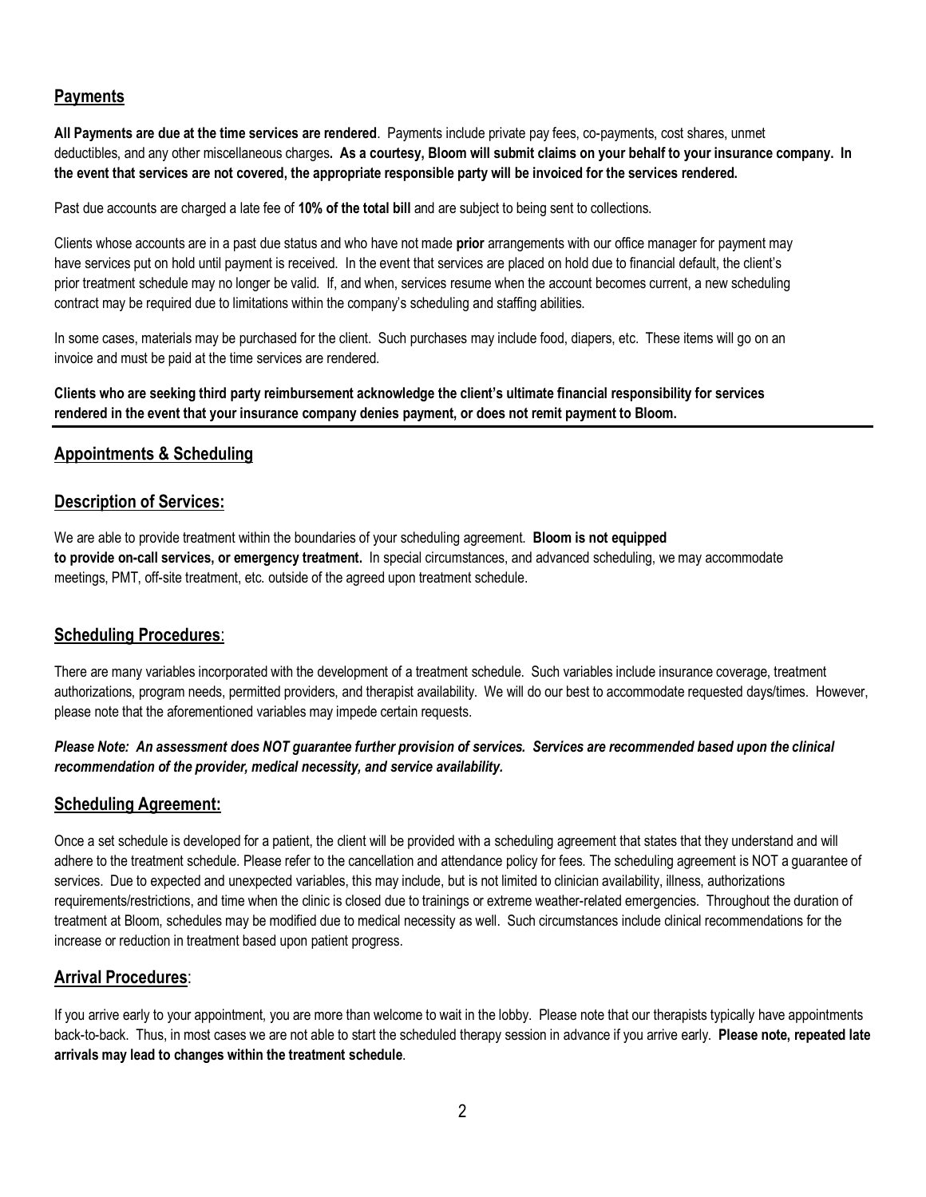## Payments

**All Payments are due at the time services are rendered**. Payments include private pay fees, co-payments, cost shares, unmet deductibles, and any other miscellaneous charges**. As a courtesy, Bloom will submit claims on your behalf to your insurance company. In the event that services are not covered, the appropriate responsible party will be invoiced for the services rendered.**

Past due accounts are charged a late fee of **10% of the total bill** and are subject to being sent to collections.

Clients whose accounts are in a past due status and who have not made **prior** arrangements with our office manager for payment may have services put on hold until payment is received. In the event that services are placed on hold due to financial default, the client's prior treatment schedule may no longer be valid. If, and when, services resume when the account becomes current, a new scheduling contract may be required due to limitations within the company's scheduling and staffing abilities.

In some cases, materials may be purchased for the client. Such purchases may include food, diapers, etc. These items will go on an invoice and must be paid at the time services are rendered.

**Clients who are seeking third party reimbursement acknowledge the client's ultimate financial responsibility for services rendered in the event that your insurance company denies payment, or does not remit payment to Bloom.**

---

## Appointments & Scheduling

## Description of Services:

We are able to provide treatment within the boundaries of your scheduling agreement. **Bloom is not equipped to provide on-call services, or emergency treatment.** In special circumstances, and advanced scheduling, we may accommodate meetings, PMT, off-site treatment, etc. outside of the agreed upon treatment schedule.

## Scheduling Procedures:

There are many variables incorporated with the development of a treatment schedule. Such variables include insurance coverage, treatment authorizations, program needs, permitted providers, and therapist availability. We will do our best to accommodate requested days/times. However, please note that the aforementioned variables may impede certain requests.

***Please Note: An assessment does NOT guarantee further provision of services. Services are recommended based upon the clinical recommendation of the provider, medical necessity, and service availability.***

## Scheduling Agreement:

Once a set schedule is developed for a patient, the client will be provided with a scheduling agreement that states that they understand and will adhere to the treatment schedule. Please refer to the cancellation and attendance policy for fees. The scheduling agreement is NOT a guarantee of services. Due to expected and unexpected variables, this may include, but is not limited to clinician availability, illness, authorizations requirements/restrictions, and time when the clinic is closed due to trainings or extreme weather-related emergencies. Throughout the duration of treatment at Bloom, schedules may be modified due to medical necessity as well. Such circumstances include clinical recommendations for the increase or reduction in treatment based upon patient progress.

## Arrival Procedures:

If you arrive early to your appointment, you are more than welcome to wait in the lobby. Please note that our therapists typically have appointments back-to-back. Thus, in most cases we are not able to start the scheduled therapy session in advance if you arrive early. **Please note, repeated late arrivals may lead to changes within the treatment schedule**.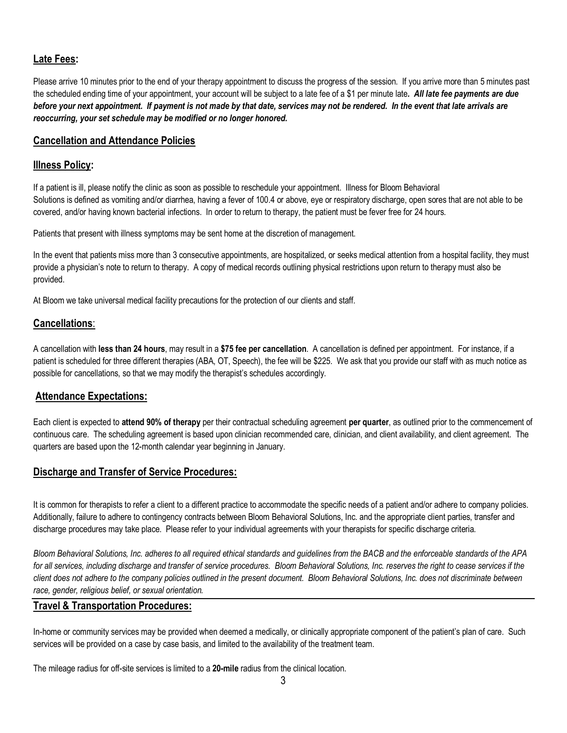## Late Fees:

Please arrive 10 minutes prior to the end of your therapy appointment to discuss the progress of the session. If you arrive more than 5 minutes past the scheduled ending time of your appointment, your account will be subject to a late fee of a $1 per minute late*. **All late fee payments are due before your next appointment. If payment is not made by that date, services may not be rendered. In the event that late arrivals are reoccurring, your set schedule may be modified or no longer honored.***

## Cancellation and Attendance Policies

## Illness Policy:

If a patient is ill, please notify the clinic as soon as possible to reschedule your appointment. Illness for Bloom Behavioral Solutions is defined as vomiting and/or diarrhea, having a fever of 100.4 or above, eye or respiratory discharge, open sores that are not able to be covered, and/or having known bacterial infections. In order to return to therapy, the patient must be fever free for 24 hours.

Patients that present with illness symptoms may be sent home at the discretion of management.

In the event that patients miss more than 3 consecutive appointments, are hospitalized, or seeks medical attention from a hospital facility, they must provide a physician's note to return to therapy. A copy of medical records outlining physical restrictions upon return to therapy must also be provided.

At Bloom we take universal medical facility precautions for the protection of our clients and staff.

## Cancellations:

A cancellation with **less than 24 hours**, may result in a **$75 fee per cancellation**. A cancellation is defined per appointment. For instance, if a patient is scheduled for three different therapies (ABA, OT, Speech), the fee will be $225. We ask that you provide our staff with as much notice as possible for cancellations, so that we may modify the therapist's schedules accordingly.

## Attendance Expectations:

Each client is expected to **attend 90% of therapy** per their contractual scheduling agreement **per quarter**, as outlined prior to the commencement of continuous care. The scheduling agreement is based upon clinician recommended care, clinician, and client availability, and client agreement. The quarters are based upon the 12-month calendar year beginning in January.

## Discharge and Transfer of Service Procedures:

It is common for therapists to refer a client to a different practice to accommodate the specific needs of a patient and/or adhere to company policies. Additionally, failure to adhere to contingency contracts between Bloom Behavioral Solutions, Inc. and the appropriate client parties, transfer and discharge procedures may take place. Please refer to your individual agreements with your therapists for specific discharge criteria.

*Bloom Behavioral Solutions, Inc. adheres to all required ethical standards and guidelines from the BACB and the enforceable standards of the APA for all services, including discharge and transfer of service procedures. Bloom Behavioral Solutions, Inc. reserves the right to cease services if the client does not adhere to the company policies outlined in the present document. Bloom Behavioral Solutions, Inc. does not discriminate between race, gender, religious belief, or sexual orientation.*

## Travel & Transportation Procedures:

In-home or community services may be provided when deemed a medically, or clinically appropriate component of the patient's plan of care. Such services will be provided on a case by case basis, and limited to the availability of the treatment team.

The mileage radius for off-site services is limited to a **20-mile** radius from the clinical location.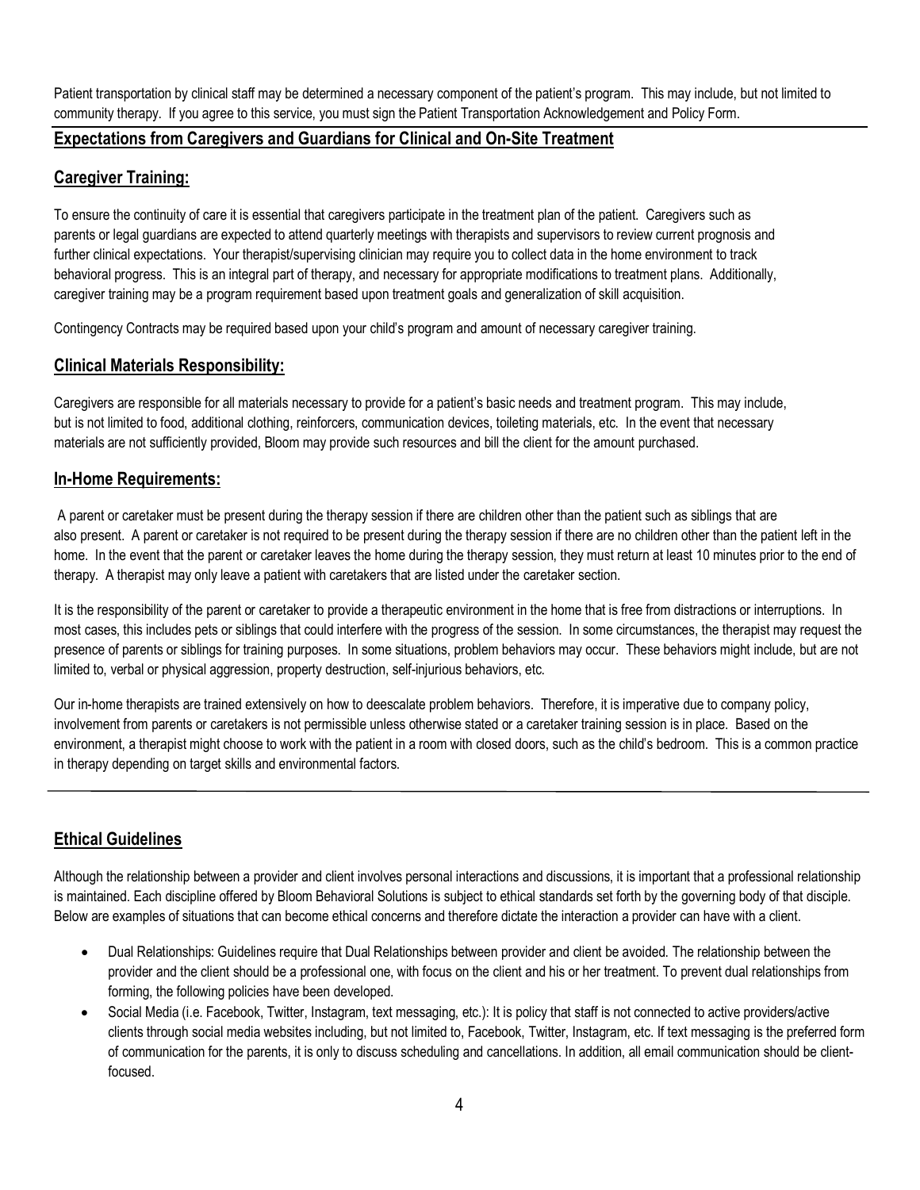Patient transportation by clinical staff may be determined a necessary component of the patient's program. This may include, but not limited to community therapy. If you agree to this service, you must sign the Patient Transportation Acknowledgement and Policy Form.

## Expectations from Caregivers and Guardians for Clinical and On-Site Treatment

### Caregiver Training:

To ensure the continuity of care it is essential that caregivers participate in the treatment plan of the patient. Caregivers such as parents or legal guardians are expected to attend quarterly meetings with therapists and supervisors to review current prognosis and further clinical expectations. Your therapist/supervising clinician may require you to collect data in the home environment to track behavioral progress. This is an integral part of therapy, and necessary for appropriate modifications to treatment plans. Additionally, caregiver training may be a program requirement based upon treatment goals and generalization of skill acquisition.

Contingency Contracts may be required based upon your child's program and amount of necessary caregiver training.

### Clinical Materials Responsibility:

Caregivers are responsible for all materials necessary to provide for a patient's basic needs and treatment program. This may include, but is not limited to food, additional clothing, reinforcers, communication devices, toileting materials, etc. In the event that necessary materials are not sufficiently provided, Bloom may provide such resources and bill the client for the amount purchased.

### In-Home Requirements:

A parent or caretaker must be present during the therapy session if there are children other than the patient such as siblings that are also present. A parent or caretaker is not required to be present during the therapy session if there are no children other than the patient left in the home. In the event that the parent or caretaker leaves the home during the therapy session, they must return at least 10 minutes prior to the end of therapy. A therapist may only leave a patient with caretakers that are listed under the caretaker section.

It is the responsibility of the parent or caretaker to provide a therapeutic environment in the home that is free from distractions or interruptions. In most cases, this includes pets or siblings that could interfere with the progress of the session. In some circumstances, the therapist may request the presence of parents or siblings for training purposes. In some situations, problem behaviors may occur. These behaviors might include, but are not limited to, verbal or physical aggression, property destruction, self-injurious behaviors, etc.

Our in-home therapists are trained extensively on how to deescalate problem behaviors. Therefore, it is imperative due to company policy, involvement from parents or caretakers is not permissible unless otherwise stated or a caretaker training session is in place. Based on the environment, a therapist might choose to work with the patient in a room with closed doors, such as the child's bedroom. This is a common practice in therapy depending on target skills and environmental factors.

---

## Ethical Guidelines

Although the relationship between a provider and client involves personal interactions and discussions, it is important that a professional relationship is maintained. Each discipline offered by Bloom Behavioral Solutions is subject to ethical standards set forth by the governing body of that disciple. Below are examples of situations that can become ethical concerns and therefore dictate the interaction a provider can have with a client.

- Dual Relationships: Guidelines require that Dual Relationships between provider and client be avoided. The relationship between the provider and the client should be a professional one, with focus on the client and his or her treatment. To prevent dual relationships from forming, the following policies have been developed.
- Social Media (i.e. Facebook, Twitter, Instagram, text messaging, etc.): It is policy that staff is not connected to active providers/active clients through social media websites including, but not limited to, Facebook, Twitter, Instagram, etc. If text messaging is the preferred form of communication for the parents, it is only to discuss scheduling and cancellations. In addition, all email communication should be client-focused.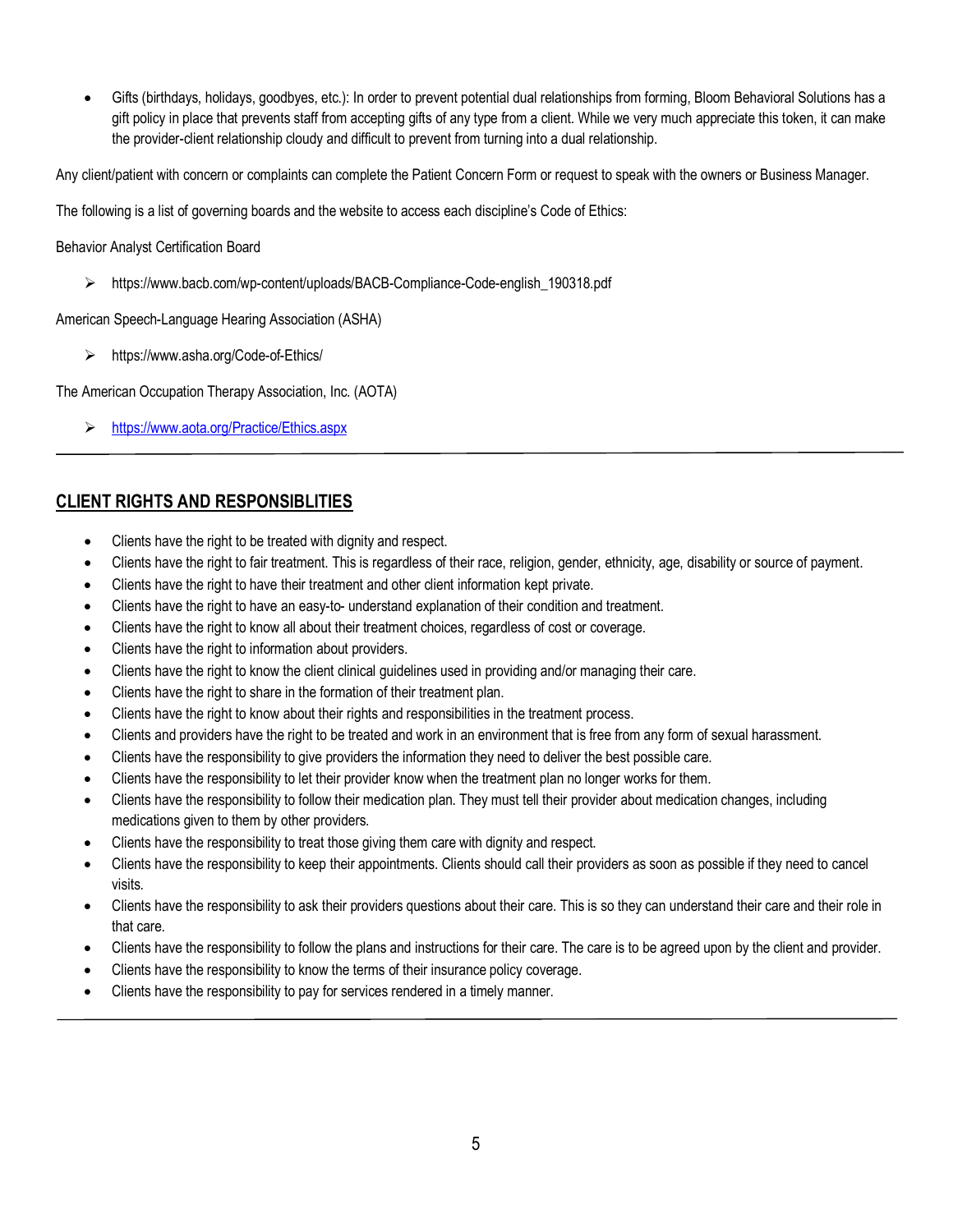- Gifts (birthdays, holidays, goodbyes, etc.): In order to prevent potential dual relationships from forming, Bloom Behavioral Solutions has a gift policy in place that prevents staff from accepting gifts of any type from a client. While we very much appreciate this token, it can make the provider-client relationship cloudy and difficult to prevent from turning into a dual relationship.

Any client/patient with concern or complaints can complete the Patient Concern Form or request to speak with the owners or Business Manager.

The following is a list of governing boards and the website to access each discipline's Code of Ethics:

Behavior Analyst Certification Board

- https://www.bacb.com/wp-content/uploads/BACB-Compliance-Code-english_190318.pdf

American Speech-Language Hearing Association (ASHA)

- https://www.asha.org/Code-of-Ethics/

The American Occupation Therapy Association, Inc. (AOTA)

- [https://www.aota.org/Practice/Ethics.aspx](https://www.aota.org/Practice/Ethics.aspx)

---

## CLIENT RIGHTS AND RESPONSIBLITIES

- Clients have the right to be treated with dignity and respect.
- Clients have the right to fair treatment. This is regardless of their race, religion, gender, ethnicity, age, disability or source of payment.
- Clients have the right to have their treatment and other client information kept private.
- Clients have the right to have an easy-to- understand explanation of their condition and treatment.
- Clients have the right to know all about their treatment choices, regardless of cost or coverage.
- Clients have the right to information about providers.
- Clients have the right to know the client clinical guidelines used in providing and/or managing their care.
- Clients have the right to share in the formation of their treatment plan.
- Clients have the right to know about their rights and responsibilities in the treatment process.
- Clients and providers have the right to be treated and work in an environment that is free from any form of sexual harassment.
- Clients have the responsibility to give providers the information they need to deliver the best possible care.
- Clients have the responsibility to let their provider know when the treatment plan no longer works for them.
- Clients have the responsibility to follow their medication plan. They must tell their provider about medication changes, including medications given to them by other providers.
- Clients have the responsibility to treat those giving them care with dignity and respect.
- Clients have the responsibility to keep their appointments. Clients should call their providers as soon as possible if they need to cancel visits.
- Clients have the responsibility to ask their providers questions about their care. This is so they can understand their care and their role in that care.
- Clients have the responsibility to follow the plans and instructions for their care. The care is to be agreed upon by the client and provider.
- Clients have the responsibility to know the terms of their insurance policy coverage.
- Clients have the responsibility to pay for services rendered in a timely manner.

---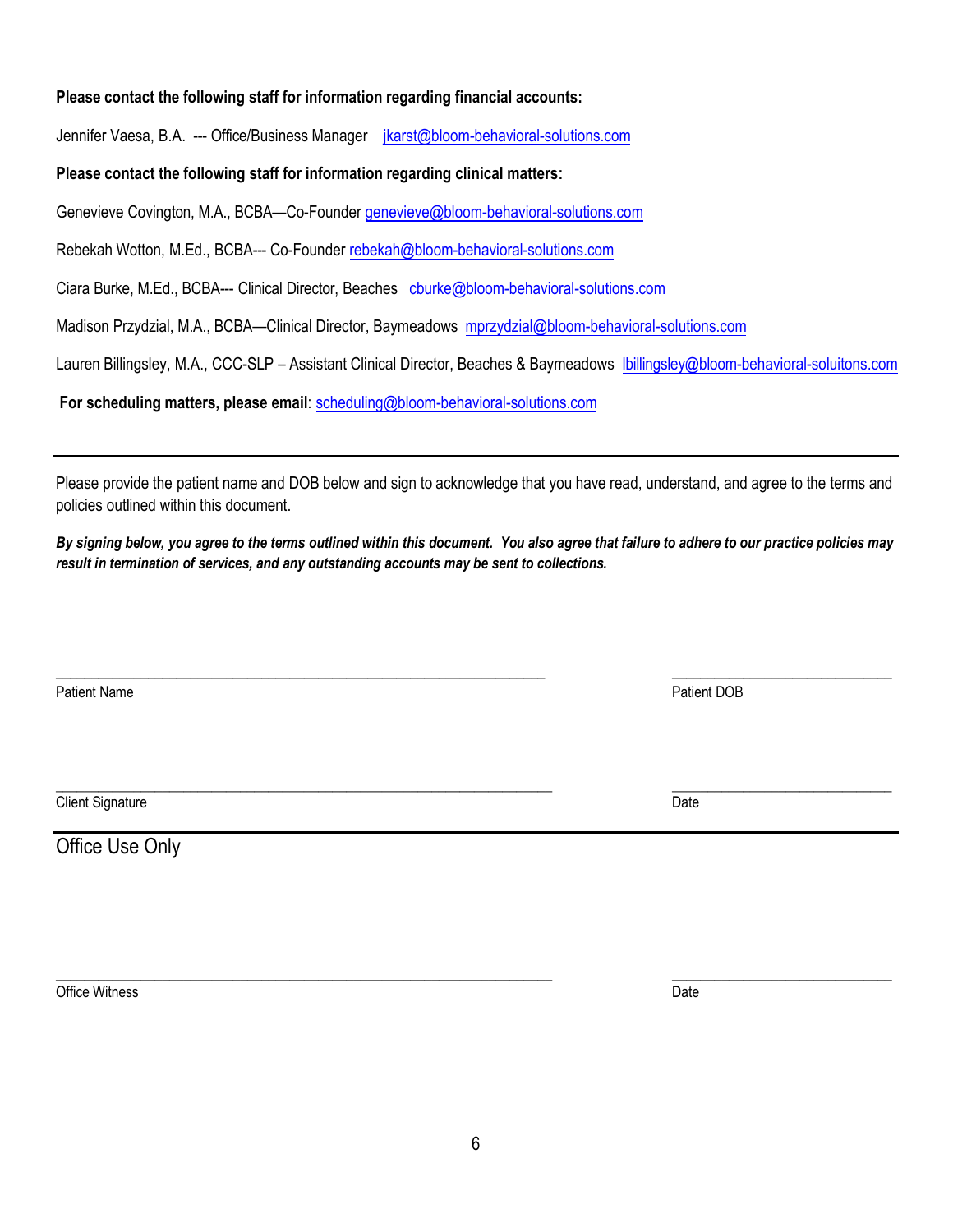**Please contact the following staff for information regarding financial accounts:**

Jennifer Vaesa, B.A. --- Office/Business Manager jkarst@bloom-behavioral-solutions.com

**Please contact the following staff for information regarding clinical matters:**

Genevieve Covington, M.A., BCBA—Co-Founder genevieve@bloom-behavioral-solutions.com

Rebekah Wotton, M.Ed., BCBA--- Co-Founder rebekah@bloom-behavioral-solutions.com

Ciara Burke, M.Ed., BCBA--- Clinical Director, Beaches cburke@bloom-behavioral-solutions.com

Madison Przydzial, M.A., BCBA—Clinical Director, Baymeadows mprzydzial@bloom-behavioral-solutions.com

Lauren Billingsley, M.A., CCC-SLP – Assistant Clinical Director, Beaches & Baymeadows lbillingsley@bloom-behavioral-soluitons.com

**For scheduling matters, please email**: scheduling@bloom-behavioral-solutions.com

---

Please provide the patient name and DOB below and sign to acknowledge that you have read, understand, and agree to the terms and policies outlined within this document.

***By signing below, you agree to the terms outlined within this document. You also agree that failure to adhere to our practice policies may result in termination of services, and any outstanding accounts may be sent to collections.***

\_\_\_\_\_\_\_\_\_\_\_\_\_\_\_\_\_\_\_\_\_\_\_\_\_\_\_\_\_\_\_\_\_\_\_\_\_\_\_\_\_\_ \_\_\_\_\_\_\_\_\_\_\_\_\_\_\_\_\_\_\_\_

Patient Name Patient DOB

\_\_\_\_\_\_\_\_\_\_\_\_\_\_\_\_\_\_\_\_\_\_\_\_\_\_\_\_\_\_\_\_\_\_\_\_\_\_\_\_\_\_ \_\_\_\_\_\_\_\_\_\_\_\_\_\_\_\_\_\_\_\_

Client Signature Date

---

Office Use Only

\_\_\_\_\_\_\_\_\_\_\_\_\_\_\_\_\_\_\_\_\_\_\_\_\_\_\_\_\_\_\_\_\_\_\_\_\_\_\_\_\_\_ \_\_\_\_\_\_\_\_\_\_\_\_\_\_\_\_\_\_\_\_

Office Witness Date